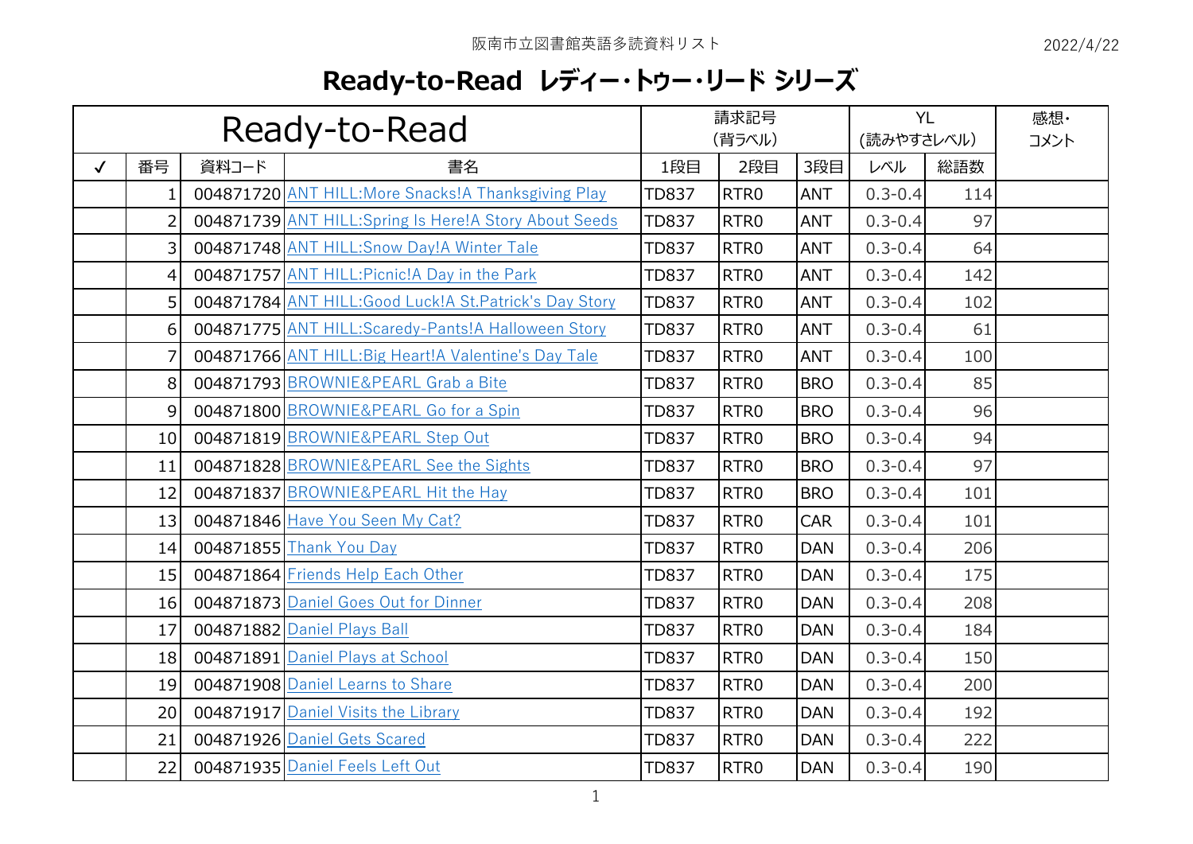阪南市立図書館英語多読資料リスト

2022/4/22

# Ready-to-Read レディー・トゥー・リード シリーズ

| Ready-to-Read | | | | 請求記号（背ラベル） | | | YL（読みやすさレベル） | | 感想・コメント |
|---|---|---|---|---|---|---|---|---|---|
| ✓ | 番号 | 資料コード | 書名 | 1段目 | 2段目 | 3段目 | レベル | 総語数 | |
| | 1 | 004871720 | ANT HILL:More Snacks!A Thanksgiving Play | TD837 | RTR0 | ANT | 0.3-0.4 | 114 | |
| | 2 | 004871739 | ANT HILL:Spring Is Here!A Story About Seeds | TD837 | RTR0 | ANT | 0.3-0.4 | 97 | |
| | 3 | 004871748 | ANT HILL:Snow Day!A Winter Tale | TD837 | RTR0 | ANT | 0.3-0.4 | 64 | |
| | 4 | 004871757 | ANT HILL:Picnic!A Day in the Park | TD837 | RTR0 | ANT | 0.3-0.4 | 142 | |
| | 5 | 004871784 | ANT HILL:Good Luck!A St.Patrick's Day Story | TD837 | RTR0 | ANT | 0.3-0.4 | 102 | |
| | 6 | 004871775 | ANT HILL:Scaredy-Pants!A Halloween Story | TD837 | RTR0 | ANT | 0.3-0.4 | 61 | |
| | 7 | 004871766 | ANT HILL:Big Heart!A Valentine's Day Tale | TD837 | RTR0 | ANT | 0.3-0.4 | 100 | |
| | 8 | 004871793 | BROWNIE&PEARL Grab a Bite | TD837 | RTR0 | BRO | 0.3-0.4 | 85 | |
| | 9 | 004871800 | BROWNIE&PEARL Go for a Spin | TD837 | RTR0 | BRO | 0.3-0.4 | 96 | |
| | 10 | 004871819 | BROWNIE&PEARL Step Out | TD837 | RTR0 | BRO | 0.3-0.4 | 94 | |
| | 11 | 004871828 | BROWNIE&PEARL See the Sights | TD837 | RTR0 | BRO | 0.3-0.4 | 97 | |
| | 12 | 004871837 | BROWNIE&PEARL Hit the Hay | TD837 | RTR0 | BRO | 0.3-0.4 | 101 | |
| | 13 | 004871846 | Have You Seen My Cat? | TD837 | RTR0 | CAR | 0.3-0.4 | 101 | |
| | 14 | 004871855 | Thank You Day | TD837 | RTR0 | DAN | 0.3-0.4 | 206 | |
| | 15 | 004871864 | Friends Help Each Other | TD837 | RTR0 | DAN | 0.3-0.4 | 175 | |
| | 16 | 004871873 | Daniel Goes Out for Dinner | TD837 | RTR0 | DAN | 0.3-0.4 | 208 | |
| | 17 | 004871882 | Daniel Plays Ball | TD837 | RTR0 | DAN | 0.3-0.4 | 184 | |
| | 18 | 004871891 | Daniel Plays at School | TD837 | RTR0 | DAN | 0.3-0.4 | 150 | |
| | 19 | 004871908 | Daniel Learns to Share | TD837 | RTR0 | DAN | 0.3-0.4 | 200 | |
| | 20 | 004871917 | Daniel Visits the Library | TD837 | RTR0 | DAN | 0.3-0.4 | 192 | |
| | 21 | 004871926 | Daniel Gets Scared | TD837 | RTR0 | DAN | 0.3-0.4 | 222 | |
| | 22 | 004871935 | Daniel Feels Left Out | TD837 | RTR0 | DAN | 0.3-0.4 | 190 | |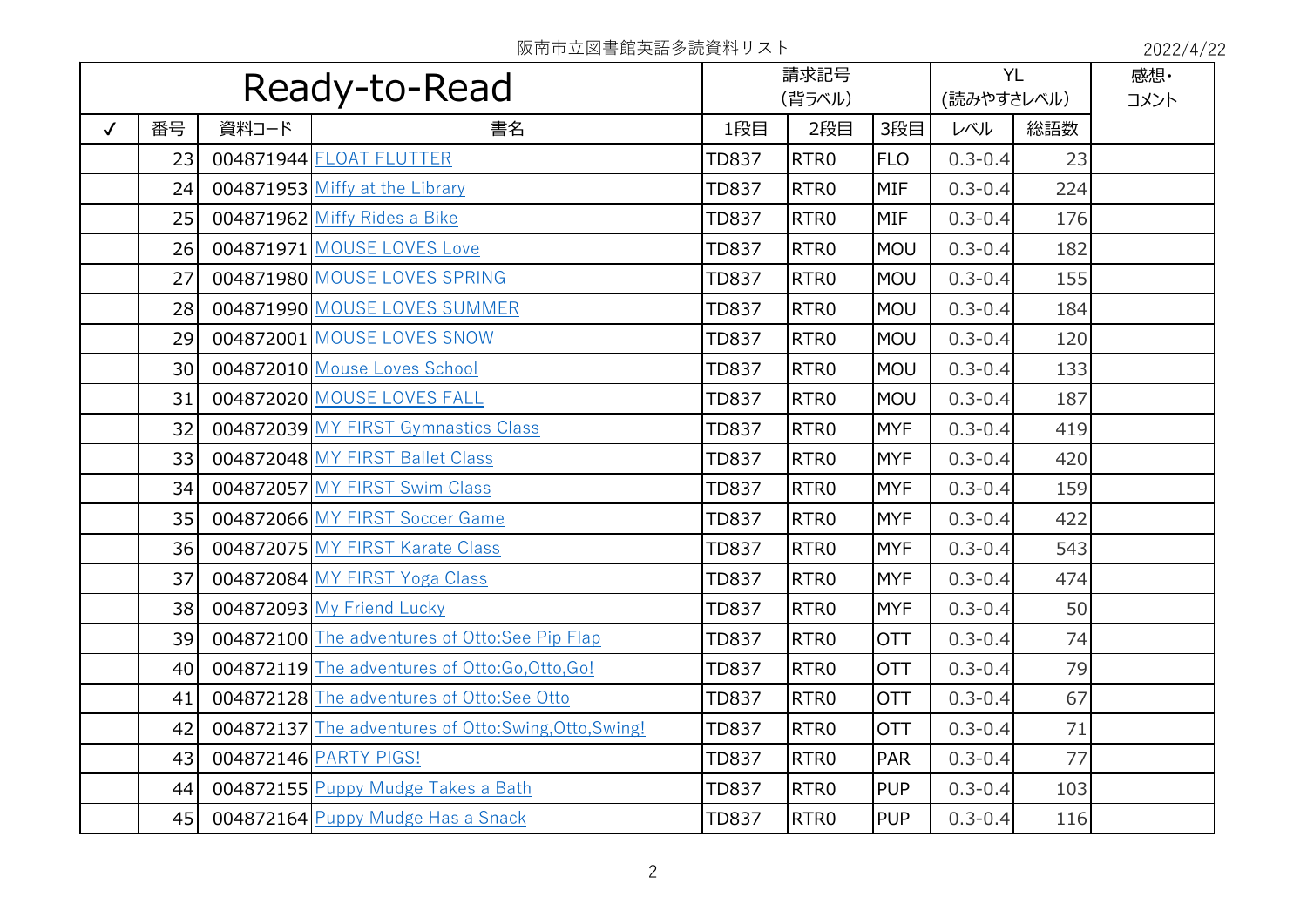阪南市立図書館英語多読資料リスト

2022/4/22

| Ready-to-Read | | | | 請求記号 (背ラベル) | | | YL (読みやすさレベル) | | 感想・コメント |
|---|---|---|---|---|---|---|---|---|---|
| ✓ | 番号 | 資料コード | 書名 | 1段目 | 2段目 | 3段目 | レベル | 総語数 | |
| | 23 | 004871944 | FLOAT FLUTTER | TD837 | RTR0 | FLO | 0.3-0.4 | 23 | |
| | 24 | 004871953 | Miffy at the Library | TD837 | RTR0 | MIF | 0.3-0.4 | 224 | |
| | 25 | 004871962 | Miffy Rides a Bike | TD837 | RTR0 | MIF | 0.3-0.4 | 176 | |
| | 26 | 004871971 | MOUSE LOVES Love | TD837 | RTR0 | MOU | 0.3-0.4 | 182 | |
| | 27 | 004871980 | MOUSE LOVES SPRING | TD837 | RTR0 | MOU | 0.3-0.4 | 155 | |
| | 28 | 004871990 | MOUSE LOVES SUMMER | TD837 | RTR0 | MOU | 0.3-0.4 | 184 | |
| | 29 | 004872001 | MOUSE LOVES SNOW | TD837 | RTR0 | MOU | 0.3-0.4 | 120 | |
| | 30 | 004872010 | Mouse Loves School | TD837 | RTR0 | MOU | 0.3-0.4 | 133 | |
| | 31 | 004872020 | MOUSE LOVES FALL | TD837 | RTR0 | MOU | 0.3-0.4 | 187 | |
| | 32 | 004872039 | MY FIRST Gymnastics Class | TD837 | RTR0 | MYF | 0.3-0.4 | 419 | |
| | 33 | 004872048 | MY FIRST Ballet Class | TD837 | RTR0 | MYF | 0.3-0.4 | 420 | |
| | 34 | 004872057 | MY FIRST Swim Class | TD837 | RTR0 | MYF | 0.3-0.4 | 159 | |
| | 35 | 004872066 | MY FIRST Soccer Game | TD837 | RTR0 | MYF | 0.3-0.4 | 422 | |
| | 36 | 004872075 | MY FIRST Karate Class | TD837 | RTR0 | MYF | 0.3-0.4 | 543 | |
| | 37 | 004872084 | MY FIRST Yoga Class | TD837 | RTR0 | MYF | 0.3-0.4 | 474 | |
| | 38 | 004872093 | My Friend Lucky | TD837 | RTR0 | MYF | 0.3-0.4 | 50 | |
| | 39 | 004872100 | The adventures of Otto:See Pip Flap | TD837 | RTR0 | OTT | 0.3-0.4 | 74 | |
| | 40 | 004872119 | The adventures of Otto:Go,Otto,Go! | TD837 | RTR0 | OTT | 0.3-0.4 | 79 | |
| | 41 | 004872128 | The adventures of Otto:See Otto | TD837 | RTR0 | OTT | 0.3-0.4 | 67 | |
| | 42 | 004872137 | The adventures of Otto:Swing,Otto,Swing! | TD837 | RTR0 | OTT | 0.3-0.4 | 71 | |
| | 43 | 004872146 | PARTY PIGS! | TD837 | RTR0 | PAR | 0.3-0.4 | 77 | |
| | 44 | 004872155 | Puppy Mudge Takes a Bath | TD837 | RTR0 | PUP | 0.3-0.4 | 103 | |
| | 45 | 004872164 | Puppy Mudge Has a Snack | TD837 | RTR0 | PUP | 0.3-0.4 | 116 | |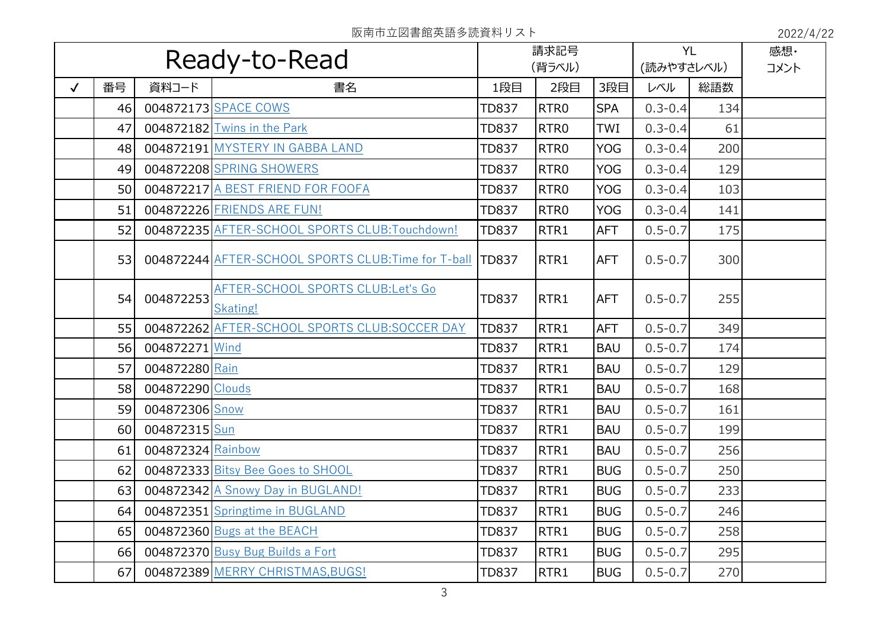阪南市立図書館英語多読資料リスト

2022/4/22

| Ready-to-Read | | | | 請求記号 (背ラベル) | | | YL (読みやすさレベル) | | 感想・コメント |
|---|---|---|---|---|---|---|---|---|---|
| ✓ | 番号 | 資料コード | 書名 | 1段目 | 2段目 | 3段目 | レベル | 総語数 | |
| | 46 | 004872173 | SPACE COWS | TD837 | RTR0 | SPA | 0.3-0.4 | 134 | |
| | 47 | 004872182 | Twins in the Park | TD837 | RTR0 | TWI | 0.3-0.4 | 61 | |
| | 48 | 004872191 | MYSTERY IN GABBA LAND | TD837 | RTR0 | YOG | 0.3-0.4 | 200 | |
| | 49 | 004872208 | SPRING SHOWERS | TD837 | RTR0 | YOG | 0.3-0.4 | 129 | |
| | 50 | 004872217 | A BEST FRIEND FOR FOOFA | TD837 | RTR0 | YOG | 0.3-0.4 | 103 | |
| | 51 | 004872226 | FRIENDS ARE FUN! | TD837 | RTR0 | YOG | 0.3-0.4 | 141 | |
| | 52 | 004872235 | AFTER-SCHOOL SPORTS CLUB:Touchdown! | TD837 | RTR1 | AFT | 0.5-0.7 | 175 | |
| | 53 | 004872244 | AFTER-SCHOOL SPORTS CLUB:Time for T-ball | TD837 | RTR1 | AFT | 0.5-0.7 | 300 | |
| | 54 | 004872253 | AFTER-SCHOOL SPORTS CLUB:Let's Go Skating! | TD837 | RTR1 | AFT | 0.5-0.7 | 255 | |
| | 55 | 004872262 | AFTER-SCHOOL SPORTS CLUB:SOCCER DAY | TD837 | RTR1 | AFT | 0.5-0.7 | 349 | |
| | 56 | 004872271 | Wind | TD837 | RTR1 | BAU | 0.5-0.7 | 174 | |
| | 57 | 004872280 | Rain | TD837 | RTR1 | BAU | 0.5-0.7 | 129 | |
| | 58 | 004872290 | Clouds | TD837 | RTR1 | BAU | 0.5-0.7 | 168 | |
| | 59 | 004872306 | Snow | TD837 | RTR1 | BAU | 0.5-0.7 | 161 | |
| | 60 | 004872315 | Sun | TD837 | RTR1 | BAU | 0.5-0.7 | 199 | |
| | 61 | 004872324 | Rainbow | TD837 | RTR1 | BAU | 0.5-0.7 | 256 | |
| | 62 | 004872333 | Bitsy Bee Goes to SHOOL | TD837 | RTR1 | BUG | 0.5-0.7 | 250 | |
| | 63 | 004872342 | A Snowy Day in BUGLAND! | TD837 | RTR1 | BUG | 0.5-0.7 | 233 | |
| | 64 | 004872351 | Springtime in BUGLAND | TD837 | RTR1 | BUG | 0.5-0.7 | 246 | |
| | 65 | 004872360 | Bugs at the BEACH | TD837 | RTR1 | BUG | 0.5-0.7 | 258 | |
| | 66 | 004872370 | Busy Bug Builds a Fort | TD837 | RTR1 | BUG | 0.5-0.7 | 295 | |
| | 67 | 004872389 | MERRY CHRISTMAS,BUGS! | TD837 | RTR1 | BUG | 0.5-0.7 | 270 | |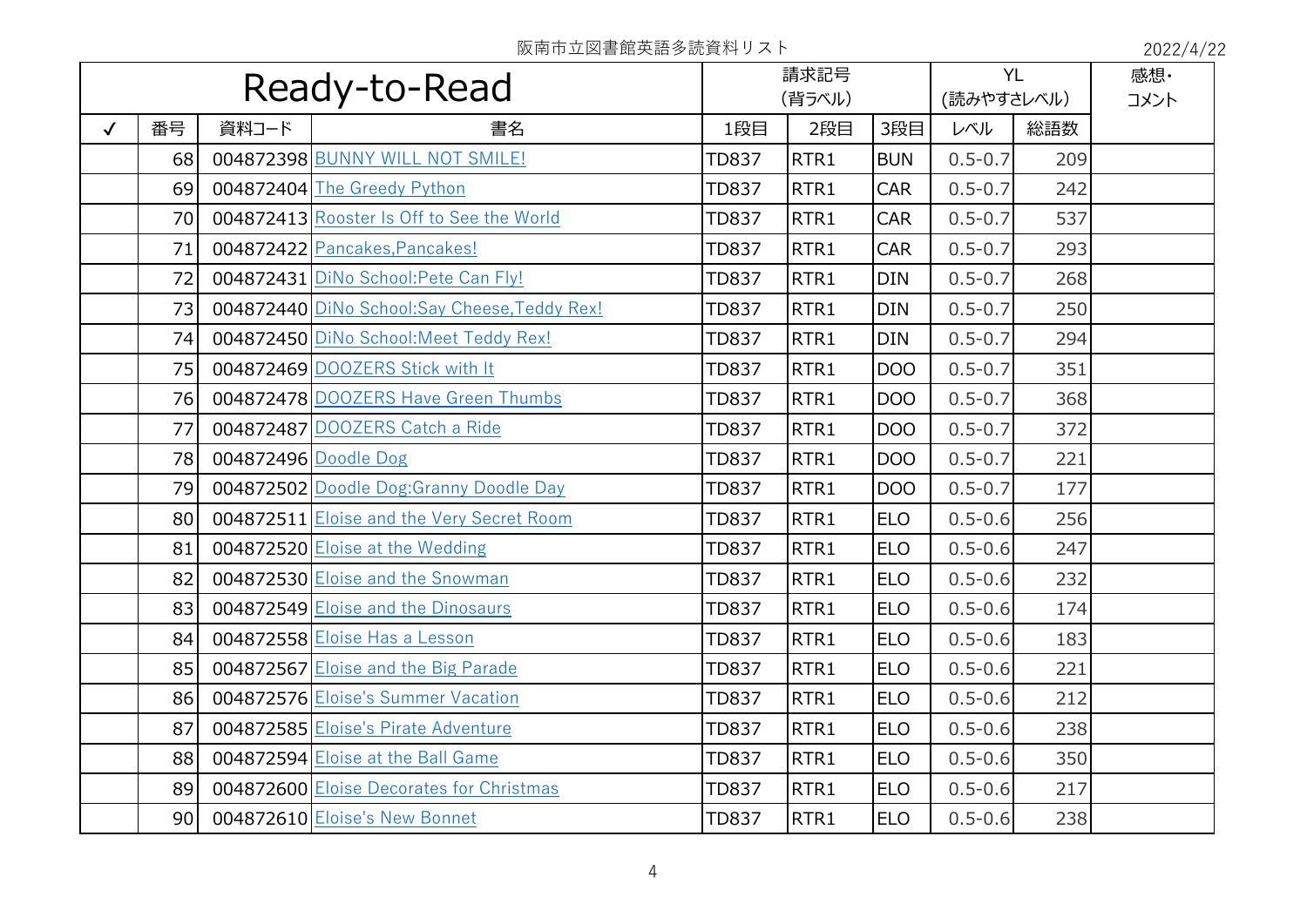阪南市立図書館英語多読資料リスト

2022/4/22

| Ready-to-Read | | | | 請求記号（背ラベル） | | | YL（読みやすさレベル） | | 感想・コメント |
|---|---|---|---|---|---|---|---|---|---|
| ✓ | 番号 | 資料コード | 書名 | 1段目 | 2段目 | 3段目 | レベル | 総語数 | |
| | 68 | 004872398 | BUNNY WILL NOT SMILE! | TD837 | RTR1 | BUN | 0.5-0.7 | 209 | |
| | 69 | 004872404 | The Greedy Python | TD837 | RTR1 | CAR | 0.5-0.7 | 242 | |
| | 70 | 004872413 | Rooster Is Off to See the World | TD837 | RTR1 | CAR | 0.5-0.7 | 537 | |
| | 71 | 004872422 | Pancakes,Pancakes! | TD837 | RTR1 | CAR | 0.5-0.7 | 293 | |
| | 72 | 004872431 | DiNo School:Pete Can Fly! | TD837 | RTR1 | DIN | 0.5-0.7 | 268 | |
| | 73 | 004872440 | DiNo School:Say Cheese,Teddy Rex! | TD837 | RTR1 | DIN | 0.5-0.7 | 250 | |
| | 74 | 004872450 | DiNo School:Meet Teddy Rex! | TD837 | RTR1 | DIN | 0.5-0.7 | 294 | |
| | 75 | 004872469 | DOOZERS Stick with It | TD837 | RTR1 | DOO | 0.5-0.7 | 351 | |
| | 76 | 004872478 | DOOZERS Have Green Thumbs | TD837 | RTR1 | DOO | 0.5-0.7 | 368 | |
| | 77 | 004872487 | DOOZERS Catch a Ride | TD837 | RTR1 | DOO | 0.5-0.7 | 372 | |
| | 78 | 004872496 | Doodle Dog | TD837 | RTR1 | DOO | 0.5-0.7 | 221 | |
| | 79 | 004872502 | Doodle Dog:Granny Doodle Day | TD837 | RTR1 | DOO | 0.5-0.7 | 177 | |
| | 80 | 004872511 | Eloise and the Very Secret Room | TD837 | RTR1 | ELO | 0.5-0.6 | 256 | |
| | 81 | 004872520 | Eloise at the Wedding | TD837 | RTR1 | ELO | 0.5-0.6 | 247 | |
| | 82 | 004872530 | Eloise and the Snowman | TD837 | RTR1 | ELO | 0.5-0.6 | 232 | |
| | 83 | 004872549 | Eloise and the Dinosaurs | TD837 | RTR1 | ELO | 0.5-0.6 | 174 | |
| | 84 | 004872558 | Eloise Has a Lesson | TD837 | RTR1 | ELO | 0.5-0.6 | 183 | |
| | 85 | 004872567 | Eloise and the Big Parade | TD837 | RTR1 | ELO | 0.5-0.6 | 221 | |
| | 86 | 004872576 | Eloise's Summer Vacation | TD837 | RTR1 | ELO | 0.5-0.6 | 212 | |
| | 87 | 004872585 | Eloise's Pirate Adventure | TD837 | RTR1 | ELO | 0.5-0.6 | 238 | |
| | 88 | 004872594 | Eloise at the Ball Game | TD837 | RTR1 | ELO | 0.5-0.6 | 350 | |
| | 89 | 004872600 | Eloise Decorates for Christmas | TD837 | RTR1 | ELO | 0.5-0.6 | 217 | |
| | 90 | 004872610 | Eloise's New Bonnet | TD837 | RTR1 | ELO | 0.5-0.6 | 238 | |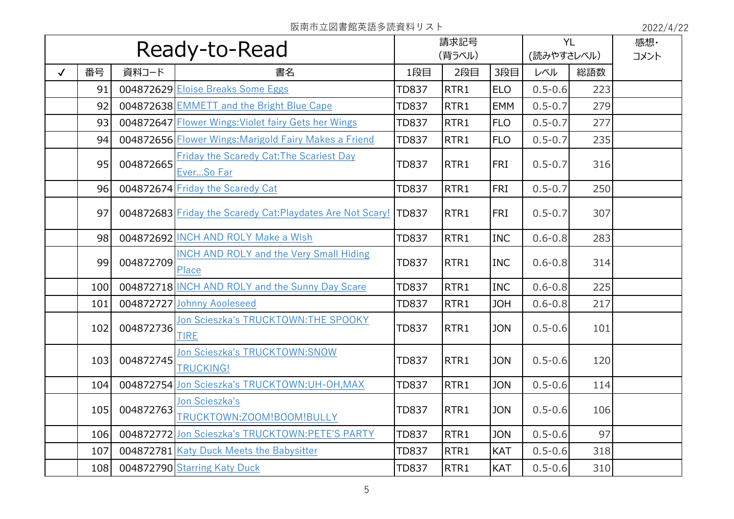阪南市立図書館英語多読資料リスト

2022/4/22

| Ready-to-Read | | | | 請求記号<br>(背ラベル) | | | YL<br>(読みやすさレベル) | | 感想・<br>コメント |
|---|---|---|---|---|---|---|---|---|---|
| ✓ | 番号 | 資料コード | 書名 | 1段目 | 2段目 | 3段目 | レベル | 総語数 | |
| | 91 | 004872629 | Eloise Breaks Some Eggs | TD837 | RTR1 | ELO | 0.5-0.6 | 223 | |
| | 92 | 004872638 | EMMETT and the Bright Blue Cape | TD837 | RTR1 | EMM | 0.5-0.7 | 279 | |
| | 93 | 004872647 | Flower Wings:Violet fairy Gets her Wings | TD837 | RTR1 | FLO | 0.5-0.7 | 277 | |
| | 94 | 004872656 | Flower Wings:Marigold Fairy Makes a Friend | TD837 | RTR1 | FLO | 0.5-0.7 | 235 | |
| | 95 | 004872665 | Friday the Scaredy Cat:The Scariest Day Ever...So Far | TD837 | RTR1 | FRI | 0.5-0.7 | 316 | |
| | 96 | 004872674 | Friday the Scaredy Cat | TD837 | RTR1 | FRI | 0.5-0.7 | 250 | |
| | 97 | 004872683 | Friday the Scaredy Cat:Playdates Are Not Scary! | TD837 | RTR1 | FRI | 0.5-0.7 | 307 | |
| | 98 | 004872692 | INCH AND ROLY Make a Wish | TD837 | RTR1 | INC | 0.6-0.8 | 283 | |
| | 99 | 004872709 | INCH AND ROLY and the Very Small Hiding Place | TD837 | RTR1 | INC | 0.6-0.8 | 314 | |
| | 100 | 004872718 | INCH AND ROLY and the Sunny Day Scare | TD837 | RTR1 | INC | 0.6-0.8 | 225 | |
| | 101 | 004872727 | Johnny Aooleseed | TD837 | RTR1 | JOH | 0.6-0.8 | 217 | |
| | 102 | 004872736 | Jon Scieszka's TRUCKTOWN:THE SPOOKY TIRE | TD837 | RTR1 | JON | 0.5-0.6 | 101 | |
| | 103 | 004872745 | Jon Scieszka's TRUCKTOWN:SNOW TRUCKING! | TD837 | RTR1 | JON | 0.5-0.6 | 120 | |
| | 104 | 004872754 | Jon Scieszka's TRUCKTOWN:UH-OH,MAX | TD837 | RTR1 | JON | 0.5-0.6 | 114 | |
| | 105 | 004872763 | Jon Scieszka's TRUCKTOWN:ZOOM!BOOM!BULLY | TD837 | RTR1 | JON | 0.5-0.6 | 106 | |
| | 106 | 004872772 | Jon Scieszka's TRUCKTOWN:PETE'S PARTY | TD837 | RTR1 | JON | 0.5-0.6 | 97 | |
| | 107 | 004872781 | Katy Duck Meets the Babysitter | TD837 | RTR1 | KAT | 0.5-0.6 | 318 | |
| | 108 | 004872790 | Starring Katy Duck | TD837 | RTR1 | KAT | 0.5-0.6 | 310 | |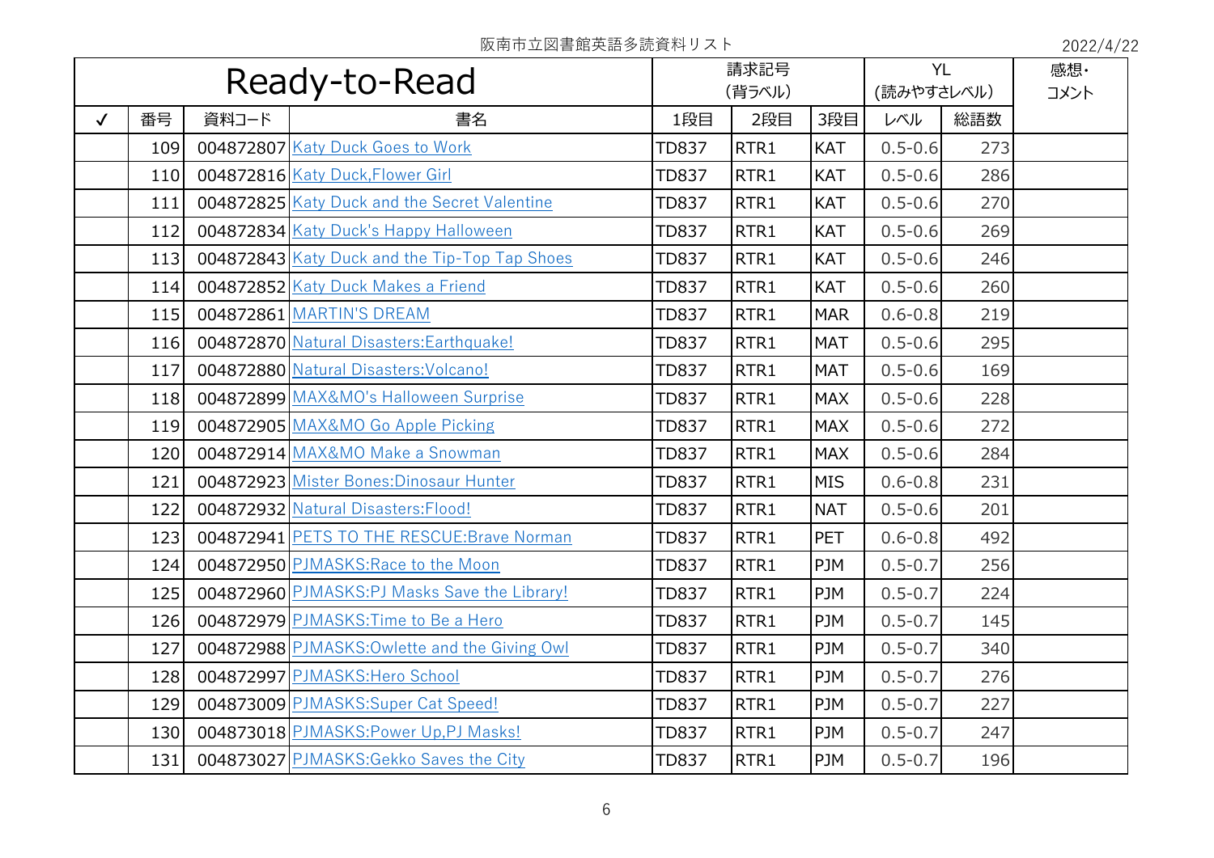阪南市立図書館英語多読資料リスト

2022/4/22

| Ready-to-Read | | | | 請求記号 (背ラベル) | | | YL (読みやすさレベル) | | 感想・コメント |
|---|---|---|---|---|---|---|---|---|---|
| ✓ | 番号 | 資料コード | 書名 | 1段目 | 2段目 | 3段目 | レベル | 総語数 | |
| | 109 | 004872807 | Katy Duck Goes to Work | TD837 | RTR1 | KAT | 0.5-0.6 | 273 | |
| | 110 | 004872816 | Katy Duck,Flower Girl | TD837 | RTR1 | KAT | 0.5-0.6 | 286 | |
| | 111 | 004872825 | Katy Duck and the Secret Valentine | TD837 | RTR1 | KAT | 0.5-0.6 | 270 | |
| | 112 | 004872834 | Katy Duck's Happy Halloween | TD837 | RTR1 | KAT | 0.5-0.6 | 269 | |
| | 113 | 004872843 | Katy Duck and the Tip-Top Tap Shoes | TD837 | RTR1 | KAT | 0.5-0.6 | 246 | |
| | 114 | 004872852 | Katy Duck Makes a Friend | TD837 | RTR1 | KAT | 0.5-0.6 | 260 | |
| | 115 | 004872861 | MARTIN'S DREAM | TD837 | RTR1 | MAR | 0.6-0.8 | 219 | |
| | 116 | 004872870 | Natural Disasters:Earthquake! | TD837 | RTR1 | MAT | 0.5-0.6 | 295 | |
| | 117 | 004872880 | Natural Disasters:Volcano! | TD837 | RTR1 | MAT | 0.5-0.6 | 169 | |
| | 118 | 004872899 | MAX&MO's Halloween Surprise | TD837 | RTR1 | MAX | 0.5-0.6 | 228 | |
| | 119 | 004872905 | MAX&MO Go Apple Picking | TD837 | RTR1 | MAX | 0.5-0.6 | 272 | |
| | 120 | 004872914 | MAX&MO Make a Snowman | TD837 | RTR1 | MAX | 0.5-0.6 | 284 | |
| | 121 | 004872923 | Mister Bones:Dinosaur Hunter | TD837 | RTR1 | MIS | 0.6-0.8 | 231 | |
| | 122 | 004872932 | Natural Disasters:Flood! | TD837 | RTR1 | NAT | 0.5-0.6 | 201 | |
| | 123 | 004872941 | PETS TO THE RESCUE:Brave Norman | TD837 | RTR1 | PET | 0.6-0.8 | 492 | |
| | 124 | 004872950 | PJMASKS:Race to the Moon | TD837 | RTR1 | PJM | 0.5-0.7 | 256 | |
| | 125 | 004872960 | PJMASKS:PJ Masks Save the Library! | TD837 | RTR1 | PJM | 0.5-0.7 | 224 | |
| | 126 | 004872979 | PJMASKS:Time to Be a Hero | TD837 | RTR1 | PJM | 0.5-0.7 | 145 | |
| | 127 | 004872988 | PJMASKS:Owlette and the Giving Owl | TD837 | RTR1 | PJM | 0.5-0.7 | 340 | |
| | 128 | 004872997 | PJMASKS:Hero School | TD837 | RTR1 | PJM | 0.5-0.7 | 276 | |
| | 129 | 004873009 | PJMASKS:Super Cat Speed! | TD837 | RTR1 | PJM | 0.5-0.7 | 227 | |
| | 130 | 004873018 | PJMASKS:Power Up,PJ Masks! | TD837 | RTR1 | PJM | 0.5-0.7 | 247 | |
| | 131 | 004873027 | PJMASKS:Gekko Saves the City | TD837 | RTR1 | PJM | 0.5-0.7 | 196 | |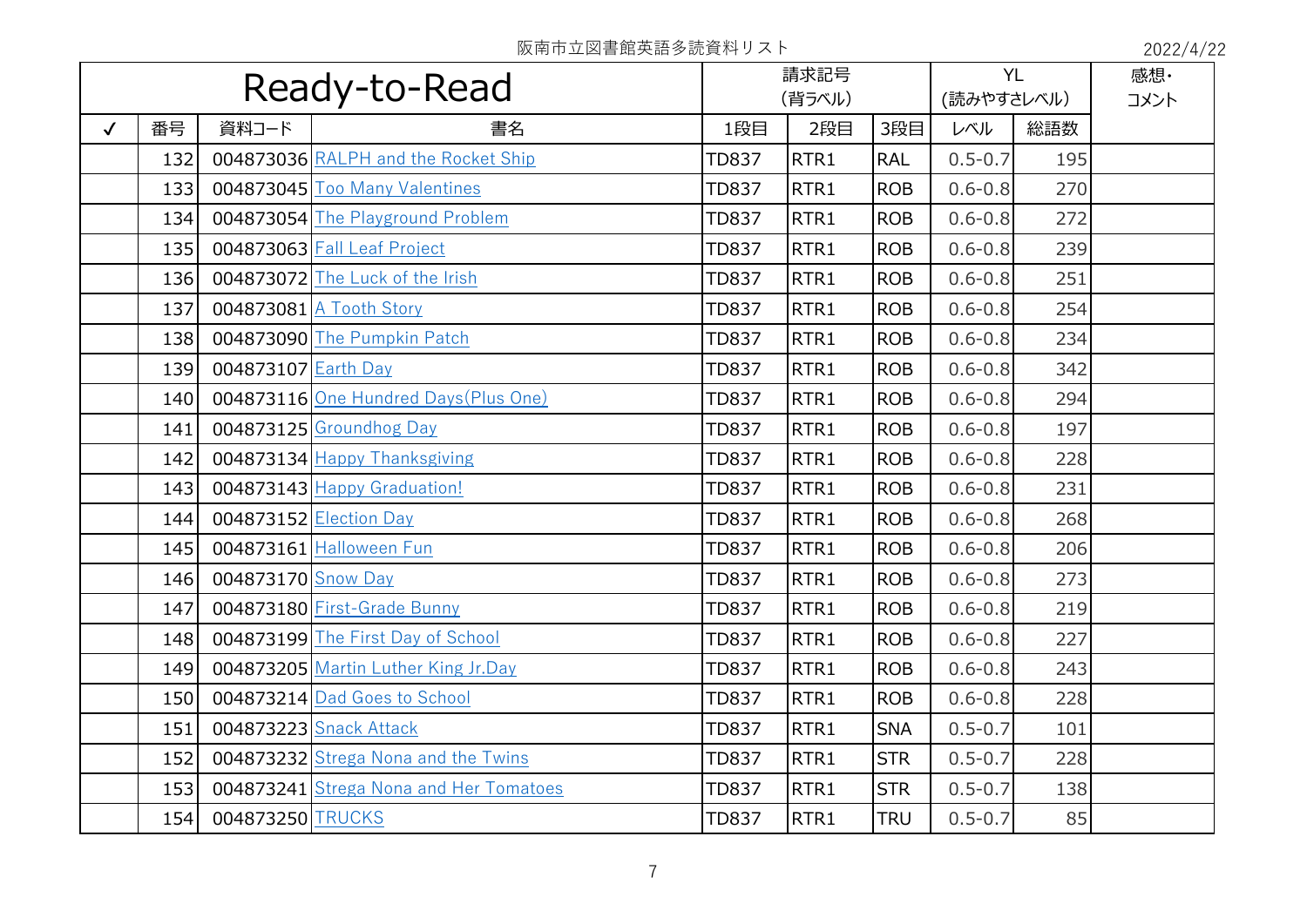阪南市立図書館英語多読資料リスト

2022/4/22

| Ready-to-Read | | | | 請求記号（背ラベル） | | | YL（読みやすさレベル） | | 感想・コメント |
|---|---|---|---|---|---|---|---|---|---|
| ✓ | 番号 | 資料コード | 書名 | 1段目 | 2段目 | 3段目 | レベル | 総語数 | |
| | 132 | 004873036 | RALPH and the Rocket Ship | TD837 | RTR1 | RAL | 0.5-0.7 | 195 | |
| | 133 | 004873045 | Too Many Valentines | TD837 | RTR1 | ROB | 0.6-0.8 | 270 | |
| | 134 | 004873054 | The Playground Problem | TD837 | RTR1 | ROB | 0.6-0.8 | 272 | |
| | 135 | 004873063 | Fall Leaf Project | TD837 | RTR1 | ROB | 0.6-0.8 | 239 | |
| | 136 | 004873072 | The Luck of the Irish | TD837 | RTR1 | ROB | 0.6-0.8 | 251 | |
| | 137 | 004873081 | A Tooth Story | TD837 | RTR1 | ROB | 0.6-0.8 | 254 | |
| | 138 | 004873090 | The Pumpkin Patch | TD837 | RTR1 | ROB | 0.6-0.8 | 234 | |
| | 139 | 004873107 | Earth Day | TD837 | RTR1 | ROB | 0.6-0.8 | 342 | |
| | 140 | 004873116 | One Hundred Days(Plus One) | TD837 | RTR1 | ROB | 0.6-0.8 | 294 | |
| | 141 | 004873125 | Groundhog Day | TD837 | RTR1 | ROB | 0.6-0.8 | 197 | |
| | 142 | 004873134 | Happy Thanksgiving | TD837 | RTR1 | ROB | 0.6-0.8 | 228 | |
| | 143 | 004873143 | Happy Graduation! | TD837 | RTR1 | ROB | 0.6-0.8 | 231 | |
| | 144 | 004873152 | Election Day | TD837 | RTR1 | ROB | 0.6-0.8 | 268 | |
| | 145 | 004873161 | Halloween Fun | TD837 | RTR1 | ROB | 0.6-0.8 | 206 | |
| | 146 | 004873170 | Snow Day | TD837 | RTR1 | ROB | 0.6-0.8 | 273 | |
| | 147 | 004873180 | First-Grade Bunny | TD837 | RTR1 | ROB | 0.6-0.8 | 219 | |
| | 148 | 004873199 | The First Day of School | TD837 | RTR1 | ROB | 0.6-0.8 | 227 | |
| | 149 | 004873205 | Martin Luther King Jr.Day | TD837 | RTR1 | ROB | 0.6-0.8 | 243 | |
| | 150 | 004873214 | Dad Goes to School | TD837 | RTR1 | ROB | 0.6-0.8 | 228 | |
| | 151 | 004873223 | Snack Attack | TD837 | RTR1 | SNA | 0.5-0.7 | 101 | |
| | 152 | 004873232 | Strega Nona and the Twins | TD837 | RTR1 | STR | 0.5-0.7 | 228 | |
| | 153 | 004873241 | Strega Nona and Her Tomatoes | TD837 | RTR1 | STR | 0.5-0.7 | 138 | |
| | 154 | 004873250 | TRUCKS | TD837 | RTR1 | TRU | 0.5-0.7 | 85 | |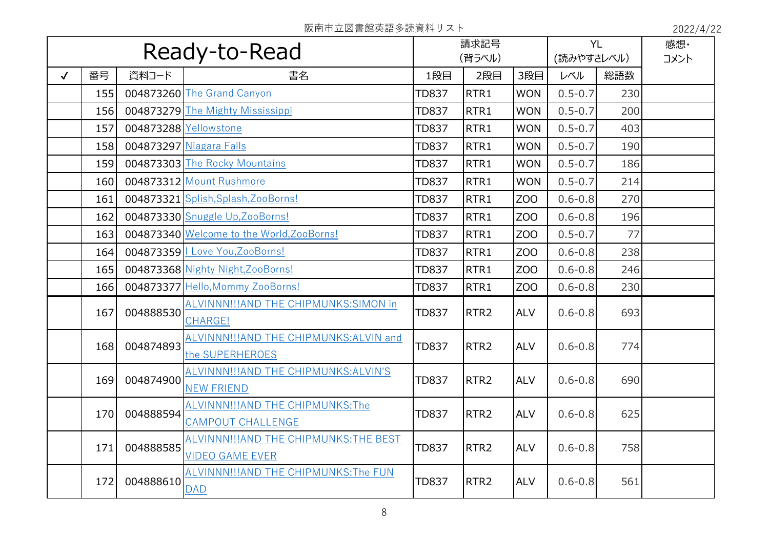阪南市立図書館英語多読資料リスト

2022/4/22

| Ready-to-Read | | | | 請求記号 (背ラベル) | | | YL (読みやすさレベル) | | 感想・コメント |
|---|---|---|---|---|---|---|---|---|---|
| ✓ | 番号 | 資料コード | 書名 | 1段目 | 2段目 | 3段目 | レベル | 総語数 | |
| | 155 | 004873260 | The Grand Canyon | TD837 | RTR1 | WON | 0.5-0.7 | 230 | |
| | 156 | 004873279 | The Mighty Mississippi | TD837 | RTR1 | WON | 0.5-0.7 | 200 | |
| | 157 | 004873288 | Yellowstone | TD837 | RTR1 | WON | 0.5-0.7 | 403 | |
| | 158 | 004873297 | Niagara Falls | TD837 | RTR1 | WON | 0.5-0.7 | 190 | |
| | 159 | 004873303 | The Rocky Mountains | TD837 | RTR1 | WON | 0.5-0.7 | 186 | |
| | 160 | 004873312 | Mount Rushmore | TD837 | RTR1 | WON | 0.5-0.7 | 214 | |
| | 161 | 004873321 | Splish,Splash,ZooBorns! | TD837 | RTR1 | ZOO | 0.6-0.8 | 270 | |
| | 162 | 004873330 | Snuggle Up,ZooBorns! | TD837 | RTR1 | ZOO | 0.6-0.8 | 196 | |
| | 163 | 004873340 | Welcome to the World,ZooBorns! | TD837 | RTR1 | ZOO | 0.5-0.7 | 77 | |
| | 164 | 004873359 | I Love You,ZooBorns! | TD837 | RTR1 | ZOO | 0.6-0.8 | 238 | |
| | 165 | 004873368 | Nighty Night,ZooBorns! | TD837 | RTR1 | ZOO | 0.6-0.8 | 246 | |
| | 166 | 004873377 | Hello,Mommy ZooBorns! | TD837 | RTR1 | ZOO | 0.6-0.8 | 230 | |
| | 167 | 004888530 | ALVINNN!!!AND THE CHIPMUNKS:SIMON in CHARGE! | TD837 | RTR2 | ALV | 0.6-0.8 | 693 | |
| | 168 | 004874893 | ALVINNN!!!AND THE CHIPMUNKS:ALVIN and the SUPERHEROES | TD837 | RTR2 | ALV | 0.6-0.8 | 774 | |
| | 169 | 004874900 | ALVINNN!!!AND THE CHIPMUNKS:ALVIN'S NEW FRIEND | TD837 | RTR2 | ALV | 0.6-0.8 | 690 | |
| | 170 | 004888594 | ALVINNN!!!AND THE CHIPMUNKS:The CAMPOUT CHALLENGE | TD837 | RTR2 | ALV | 0.6-0.8 | 625 | |
| | 171 | 004888585 | ALVINNN!!!AND THE CHIPMUNKS:THE BEST VIDEO GAME EVER | TD837 | RTR2 | ALV | 0.6-0.8 | 758 | |
| | 172 | 004888610 | ALVINNN!!!AND THE CHIPMUNKS:The FUN DAD | TD837 | RTR2 | ALV | 0.6-0.8 | 561 | |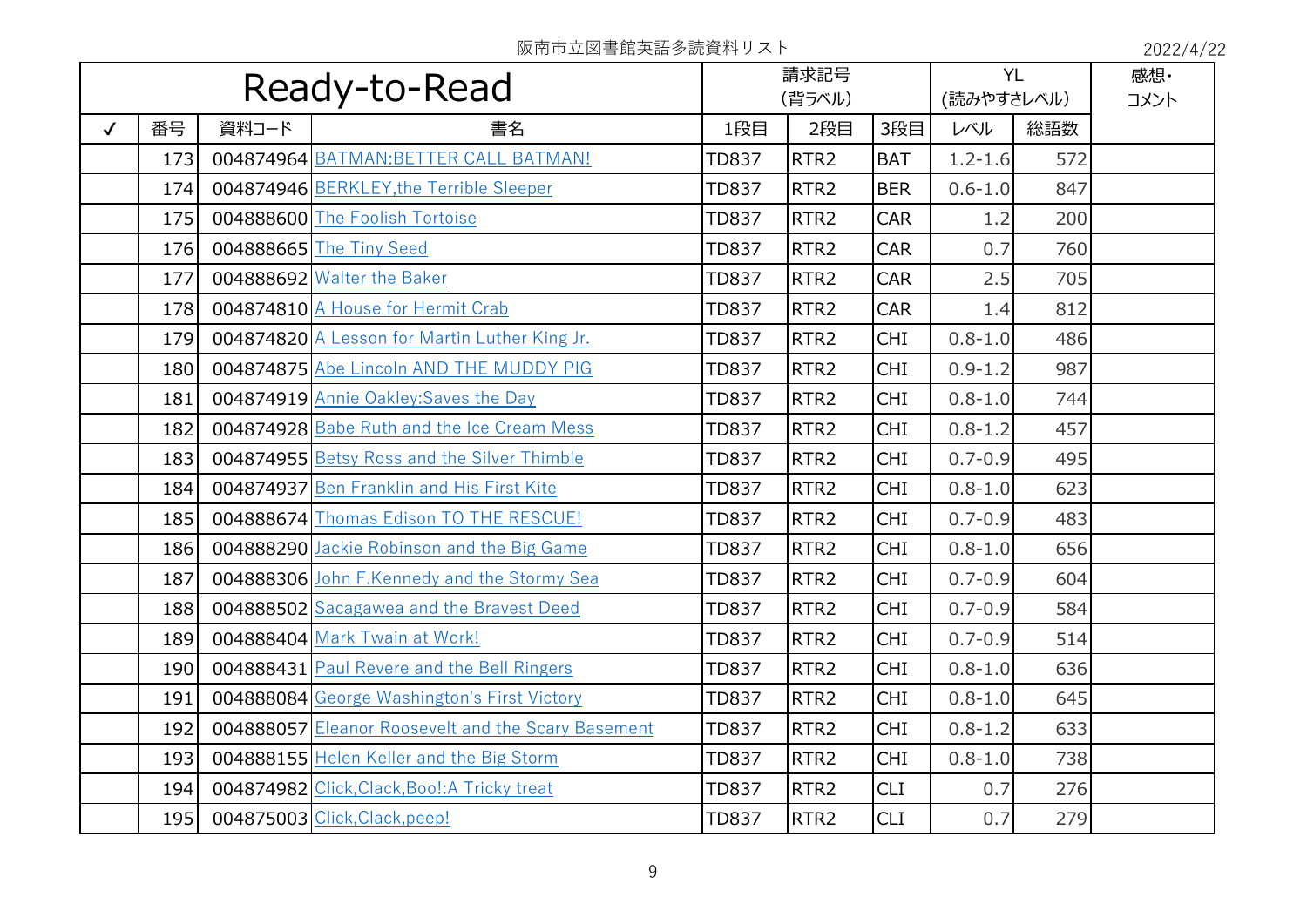阪南市立図書館英語多読資料リスト

2022/4/22

| Ready-to-Read | | | | 請求記号 (背ラベル) | | | YL (読みやすさレベル) | | 感想・コメント |
|---|---|---|---|---|---|---|---|---|---|
| ✓ | 番号 | 資料コード | 書名 | 1段目 | 2段目 | 3段目 | レベル | 総語数 | |
| | 173 | 004874964 | BATMAN:BETTER CALL BATMAN! | TD837 | RTR2 | BAT | 1.2-1.6 | 572 | |
| | 174 | 004874946 | BERKLEY,the Terrible Sleeper | TD837 | RTR2 | BER | 0.6-1.0 | 847 | |
| | 175 | 004888600 | The Foolish Tortoise | TD837 | RTR2 | CAR | 1.2 | 200 | |
| | 176 | 004888665 | The Tiny Seed | TD837 | RTR2 | CAR | 0.7 | 760 | |
| | 177 | 004888692 | Walter the Baker | TD837 | RTR2 | CAR | 2.5 | 705 | |
| | 178 | 004874810 | A House for Hermit Crab | TD837 | RTR2 | CAR | 1.4 | 812 | |
| | 179 | 004874820 | A Lesson for Martin Luther King Jr. | TD837 | RTR2 | CHI | 0.8-1.0 | 486 | |
| | 180 | 004874875 | Abe Lincoln AND THE MUDDY PIG | TD837 | RTR2 | CHI | 0.9-1.2 | 987 | |
| | 181 | 004874919 | Annie Oakley:Saves the Day | TD837 | RTR2 | CHI | 0.8-1.0 | 744 | |
| | 182 | 004874928 | Babe Ruth and the Ice Cream Mess | TD837 | RTR2 | CHI | 0.8-1.2 | 457 | |
| | 183 | 004874955 | Betsy Ross and the Silver Thimble | TD837 | RTR2 | CHI | 0.7-0.9 | 495 | |
| | 184 | 004874937 | Ben Franklin and His First Kite | TD837 | RTR2 | CHI | 0.8-1.0 | 623 | |
| | 185 | 004888674 | Thomas Edison TO THE RESCUE! | TD837 | RTR2 | CHI | 0.7-0.9 | 483 | |
| | 186 | 004888290 | Jackie Robinson and the Big Game | TD837 | RTR2 | CHI | 0.8-1.0 | 656 | |
| | 187 | 004888306 | John F.Kennedy and the Stormy Sea | TD837 | RTR2 | CHI | 0.7-0.9 | 604 | |
| | 188 | 004888502 | Sacagawea and the Bravest Deed | TD837 | RTR2 | CHI | 0.7-0.9 | 584 | |
| | 189 | 004888404 | Mark Twain at Work! | TD837 | RTR2 | CHI | 0.7-0.9 | 514 | |
| | 190 | 004888431 | Paul Revere and the Bell Ringers | TD837 | RTR2 | CHI | 0.8-1.0 | 636 | |
| | 191 | 004888084 | George Washington's First Victory | TD837 | RTR2 | CHI | 0.8-1.0 | 645 | |
| | 192 | 004888057 | Eleanor Roosevelt and the Scary Basement | TD837 | RTR2 | CHI | 0.8-1.2 | 633 | |
| | 193 | 004888155 | Helen Keller and the Big Storm | TD837 | RTR2 | CHI | 0.8-1.0 | 738 | |
| | 194 | 004874982 | Click,Clack,Boo!:A Tricky treat | TD837 | RTR2 | CLI | 0.7 | 276 | |
| | 195 | 004875003 | Click,Clack,peep! | TD837 | RTR2 | CLI | 0.7 | 279 | |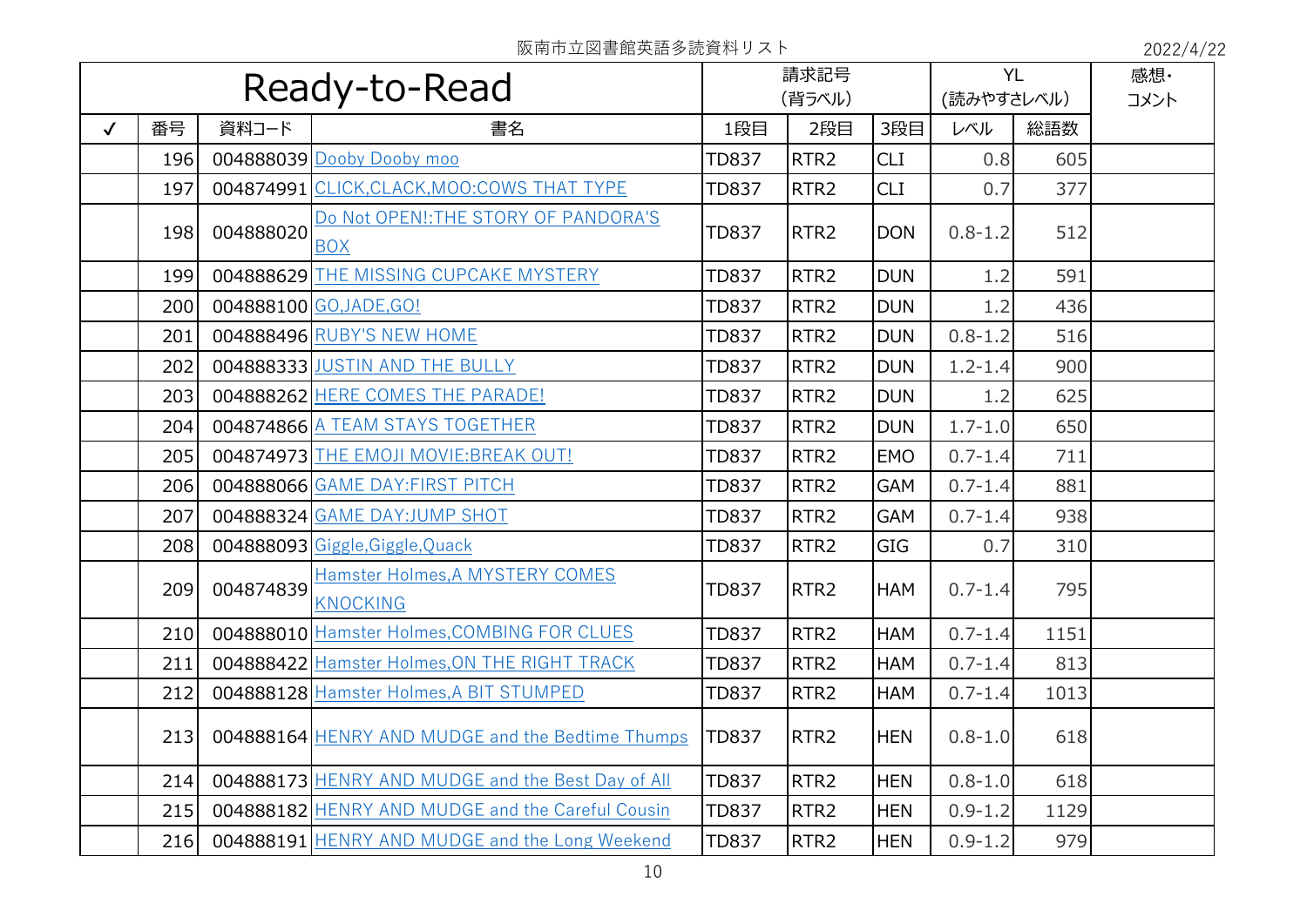阪南市立図書館英語多読資料リスト

2022/4/22

| Ready-to-Read | | | | 請求記号 (背ラベル) | | | YL (読みやすさレベル) | | 感想・コメント |
|---|---|---|---|---|---|---|---|---|---|
| ✓ | 番号 | 資料コード | 書名 | 1段目 | 2段目 | 3段目 | レベル | 総語数 | |
| | 196 | 004888039 | Dooby Dooby moo | TD837 | RTR2 | CLI | 0.8 | 605 | |
| | 197 | 004874991 | CLICK,CLACK,MOO:COWS THAT TYPE | TD837 | RTR2 | CLI | 0.7 | 377 | |
| | 198 | 004888020 | Do Not OPEN!:THE STORY OF PANDORA'S BOX | TD837 | RTR2 | DON | 0.8-1.2 | 512 | |
| | 199 | 004888629 | THE MISSING CUPCAKE MYSTERY | TD837 | RTR2 | DUN | 1.2 | 591 | |
| | 200 | 004888100 | GO,JADE,GO! | TD837 | RTR2 | DUN | 1.2 | 436 | |
| | 201 | 004888496 | RUBY'S NEW HOME | TD837 | RTR2 | DUN | 0.8-1.2 | 516 | |
| | 202 | 004888333 | JUSTIN AND THE BULLY | TD837 | RTR2 | DUN | 1.2-1.4 | 900 | |
| | 203 | 004888262 | HERE COMES THE PARADE! | TD837 | RTR2 | DUN | 1.2 | 625 | |
| | 204 | 004874866 | A TEAM STAYS TOGETHER | TD837 | RTR2 | DUN | 1.7-1.0 | 650 | |
| | 205 | 004874973 | THE EMOJI MOVIE:BREAK OUT! | TD837 | RTR2 | EMO | 0.7-1.4 | 711 | |
| | 206 | 004888066 | GAME DAY:FIRST PITCH | TD837 | RTR2 | GAM | 0.7-1.4 | 881 | |
| | 207 | 004888324 | GAME DAY:JUMP SHOT | TD837 | RTR2 | GAM | 0.7-1.4 | 938 | |
| | 208 | 004888093 | Giggle,Giggle,Quack | TD837 | RTR2 | GIG | 0.7 | 310 | |
| | 209 | 004874839 | Hamster Holmes,A MYSTERY COMES KNOCKING | TD837 | RTR2 | HAM | 0.7-1.4 | 795 | |
| | 210 | 004888010 | Hamster Holmes,COMBING FOR CLUES | TD837 | RTR2 | HAM | 0.7-1.4 | 1151 | |
| | 211 | 004888422 | Hamster Holmes,ON THE RIGHT TRACK | TD837 | RTR2 | HAM | 0.7-1.4 | 813 | |
| | 212 | 004888128 | Hamster Holmes,A BIT STUMPED | TD837 | RTR2 | HAM | 0.7-1.4 | 1013 | |
| | 213 | 004888164 | HENRY AND MUDGE and the Bedtime Thumps | TD837 | RTR2 | HEN | 0.8-1.0 | 618 | |
| | 214 | 004888173 | HENRY AND MUDGE and the Best Day of All | TD837 | RTR2 | HEN | 0.8-1.0 | 618 | |
| | 215 | 004888182 | HENRY AND MUDGE and the Careful Cousin | TD837 | RTR2 | HEN | 0.9-1.2 | 1129 | |
| | 216 | 004888191 | HENRY AND MUDGE and the Long Weekend | TD837 | RTR2 | HEN | 0.9-1.2 | 979 | |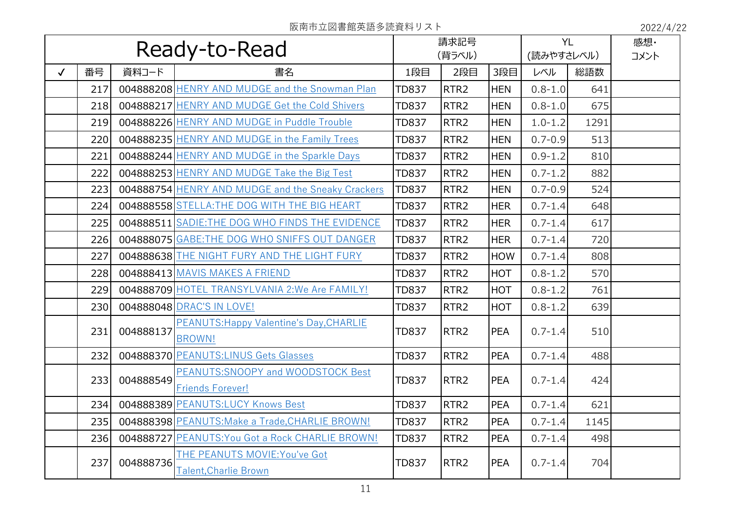阪南市立図書館英語多読資料リスト

2022/4/22

| Ready-to-Read | | | | 請求記号（背ラベル） | | | YL（読みやすさレベル） | | 感想・コメント |
|---|---|---|---|---|---|---|---|---|---|
| ✓ | 番号 | 資料コード | 書名 | 1段目 | 2段目 | 3段目 | レベル | 総語数 | |
| | 217 | 004888208 | HENRY AND MUDGE and the Snowman Plan | TD837 | RTR2 | HEN | 0.8-1.0 | 641 | |
| | 218 | 004888217 | HENRY AND MUDGE Get the Cold Shivers | TD837 | RTR2 | HEN | 0.8-1.0 | 675 | |
| | 219 | 004888226 | HENRY AND MUDGE in Puddle Trouble | TD837 | RTR2 | HEN | 1.0-1.2 | 1291 | |
| | 220 | 004888235 | HENRY AND MUDGE in the Family Trees | TD837 | RTR2 | HEN | 0.7-0.9 | 513 | |
| | 221 | 004888244 | HENRY AND MUDGE in the Sparkle Days | TD837 | RTR2 | HEN | 0.9-1.2 | 810 | |
| | 222 | 004888253 | HENRY AND MUDGE Take the Big Test | TD837 | RTR2 | HEN | 0.7-1.2 | 882 | |
| | 223 | 004888754 | HENRY AND MUDGE and the Sneaky Crackers | TD837 | RTR2 | HEN | 0.7-0.9 | 524 | |
| | 224 | 004888558 | STELLA:THE DOG WITH THE BIG HEART | TD837 | RTR2 | HER | 0.7-1.4 | 648 | |
| | 225 | 004888511 | SADIE:THE DOG WHO FINDS THE EVIDENCE | TD837 | RTR2 | HER | 0.7-1.4 | 617 | |
| | 226 | 004888075 | GABE:THE DOG WHO SNIFFS OUT DANGER | TD837 | RTR2 | HER | 0.7-1.4 | 720 | |
| | 227 | 004888638 | THE NIGHT FURY AND THE LIGHT FURY | TD837 | RTR2 | HOW | 0.7-1.4 | 808 | |
| | 228 | 004888413 | MAVIS MAKES A FRIEND | TD837 | RTR2 | HOT | 0.8-1.2 | 570 | |
| | 229 | 004888709 | HOTEL TRANSYLVANIA 2:We Are FAMILY! | TD837 | RTR2 | HOT | 0.8-1.2 | 761 | |
| | 230 | 004888048 | DRAC'S IN LOVE! | TD837 | RTR2 | HOT | 0.8-1.2 | 639 | |
| | 231 | 004888137 | PEANUTS:Happy Valentine's Day,CHARLIE BROWN! | TD837 | RTR2 | PEA | 0.7-1.4 | 510 | |
| | 232 | 004888370 | PEANUTS:LINUS Gets Glasses | TD837 | RTR2 | PEA | 0.7-1.4 | 488 | |
| | 233 | 004888549 | PEANUTS:SNOOPY and WOODSTOCK Best Friends Forever! | TD837 | RTR2 | PEA | 0.7-1.4 | 424 | |
| | 234 | 004888389 | PEANUTS:LUCY Knows Best | TD837 | RTR2 | PEA | 0.7-1.4 | 621 | |
| | 235 | 004888398 | PEANUTS:Make a Trade,CHARLIE BROWN! | TD837 | RTR2 | PEA | 0.7-1.4 | 1145 | |
| | 236 | 004888727 | PEANUTS:You Got a Rock CHARLIE BROWN! | TD837 | RTR2 | PEA | 0.7-1.4 | 498 | |
| | 237 | 004888736 | THE PEANUTS MOVIE:You've Got Talent,Charlie Brown | TD837 | RTR2 | PEA | 0.7-1.4 | 704 | |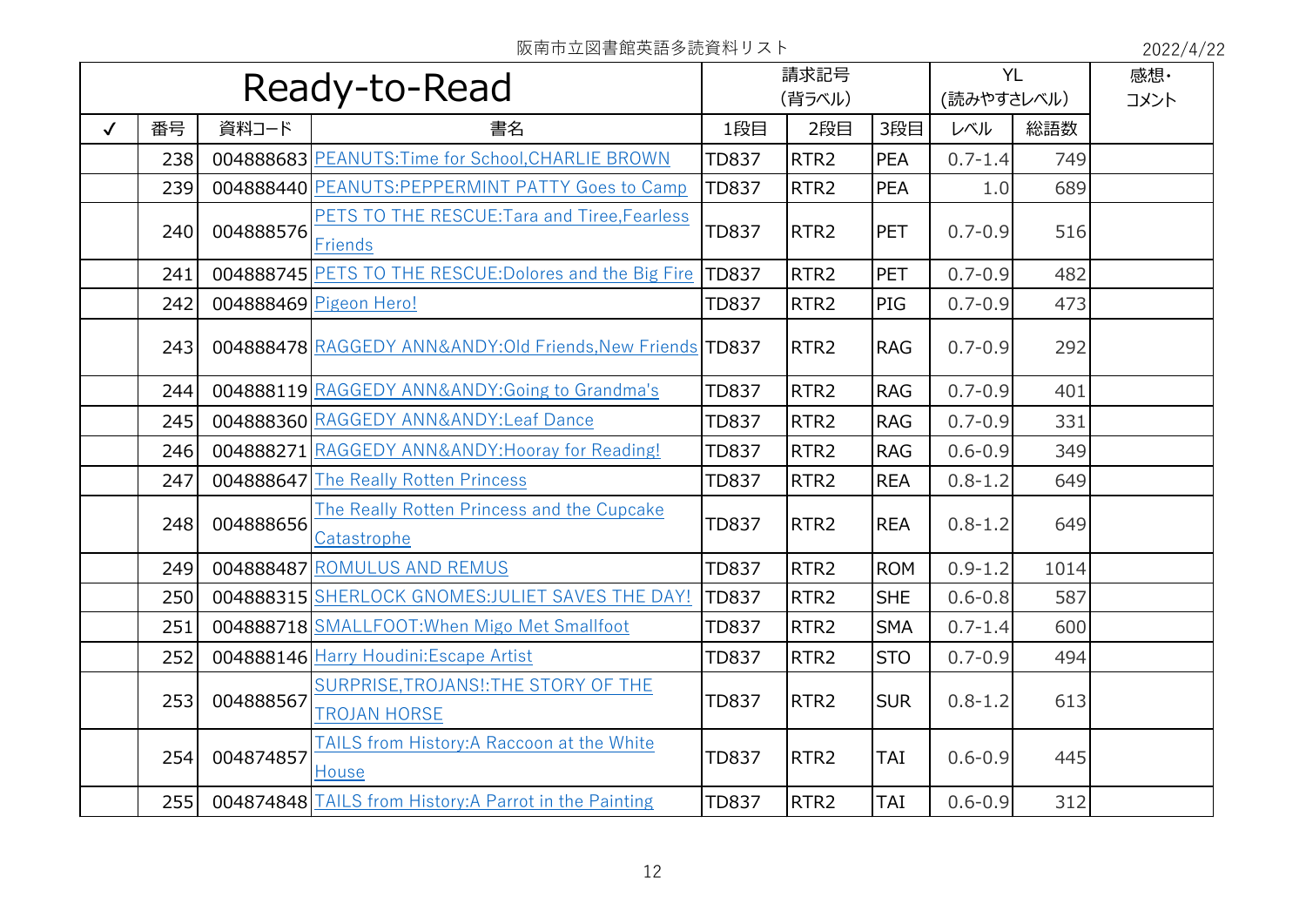阪南市立図書館英語多読資料リスト

2022/4/22

| Ready-to-Read | | | | 請求記号（背ラベル） | | | YL（読みやすさレベル） | | 感想・コメント |
|---|---|---|---|---|---|---|---|---|---|
| ✓ | 番号 | 資料コード | 書名 | 1段目 | 2段目 | 3段目 | レベル | 総語数 | |
| | 238 | 004888683 | PEANUTS:Time for School,CHARLIE BROWN | TD837 | RTR2 | PEA | 0.7-1.4 | 749 | |
| | 239 | 004888440 | PEANUTS:PEPPERMINT PATTY Goes to Camp | TD837 | RTR2 | PEA | 1.0 | 689 | |
| | 240 | 004888576 | PETS TO THE RESCUE:Tara and Tiree,Fearless Friends | TD837 | RTR2 | PET | 0.7-0.9 | 516 | |
| | 241 | 004888745 | PETS TO THE RESCUE:Dolores and the Big Fire | TD837 | RTR2 | PET | 0.7-0.9 | 482 | |
| | 242 | 004888469 | Pigeon Hero! | TD837 | RTR2 | PIG | 0.7-0.9 | 473 | |
| | 243 | 004888478 | RAGGEDY ANN&ANDY:Old Friends,New Friends | TD837 | RTR2 | RAG | 0.7-0.9 | 292 | |
| | 244 | 004888119 | RAGGEDY ANN&ANDY:Going to Grandma's | TD837 | RTR2 | RAG | 0.7-0.9 | 401 | |
| | 245 | 004888360 | RAGGEDY ANN&ANDY:Leaf Dance | TD837 | RTR2 | RAG | 0.7-0.9 | 331 | |
| | 246 | 004888271 | RAGGEDY ANN&ANDY:Hooray for Reading! | TD837 | RTR2 | RAG | 0.6-0.9 | 349 | |
| | 247 | 004888647 | The Really Rotten Princess | TD837 | RTR2 | REA | 0.8-1.2 | 649 | |
| | 248 | 004888656 | The Really Rotten Princess and the Cupcake Catastrophe | TD837 | RTR2 | REA | 0.8-1.2 | 649 | |
| | 249 | 004888487 | ROMULUS AND REMUS | TD837 | RTR2 | ROM | 0.9-1.2 | 1014 | |
| | 250 | 004888315 | SHERLOCK GNOMES:JULIET SAVES THE DAY! | TD837 | RTR2 | SHE | 0.6-0.8 | 587 | |
| | 251 | 004888718 | SMALLFOOT:When Migo Met Smallfoot | TD837 | RTR2 | SMA | 0.7-1.4 | 600 | |
| | 252 | 004888146 | Harry Houdini:Escape Artist | TD837 | RTR2 | STO | 0.7-0.9 | 494 | |
| | 253 | 004888567 | SURPRISE,TROJANS!:THE STORY OF THE TROJAN HORSE | TD837 | RTR2 | SUR | 0.8-1.2 | 613 | |
| | 254 | 004874857 | TAILS from History:A Raccoon at the White House | TD837 | RTR2 | TAI | 0.6-0.9 | 445 | |
| | 255 | 004874848 | TAILS from History:A Parrot in the Painting | TD837 | RTR2 | TAI | 0.6-0.9 | 312 | |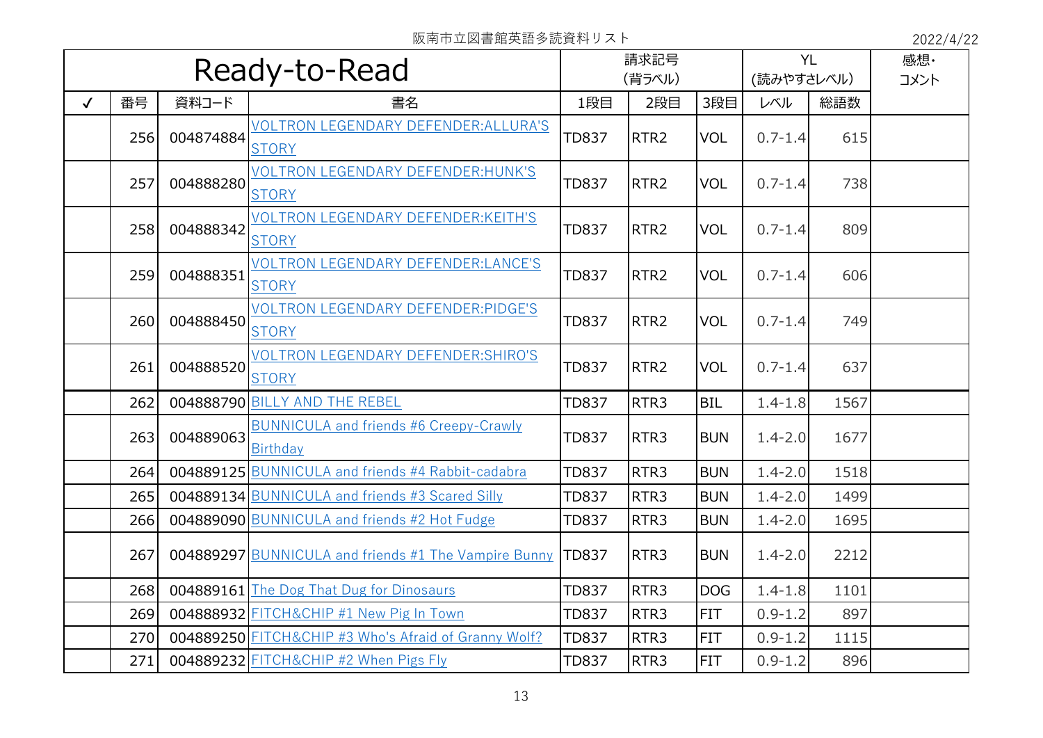阪南市立図書館英語多読資料リスト

2022/4/22

| Ready-to-Read | | | | 請求記号（背ラベル） | | | YL（読みやすさレベル） | | 感想・コメント |
|---|---|---|---|---|---|---|---|---|---|
| ✓ | 番号 | 資料コード | 書名 | 1段目 | 2段目 | 3段目 | レベル | 総語数 | |
| | 256 | 004874884 | VOLTRON LEGENDARY DEFENDER:ALLURA'S STORY | TD837 | RTR2 | VOL | 0.7-1.4 | 615 | |
| | 257 | 004888280 | VOLTRON LEGENDARY DEFENDER:HUNK'S STORY | TD837 | RTR2 | VOL | 0.7-1.4 | 738 | |
| | 258 | 004888342 | VOLTRON LEGENDARY DEFENDER:KEITH'S STORY | TD837 | RTR2 | VOL | 0.7-1.4 | 809 | |
| | 259 | 004888351 | VOLTRON LEGENDARY DEFENDER:LANCE'S STORY | TD837 | RTR2 | VOL | 0.7-1.4 | 606 | |
| | 260 | 004888450 | VOLTRON LEGENDARY DEFENDER:PIDGE'S STORY | TD837 | RTR2 | VOL | 0.7-1.4 | 749 | |
| | 261 | 004888520 | VOLTRON LEGENDARY DEFENDER:SHIRO'S STORY | TD837 | RTR2 | VOL | 0.7-1.4 | 637 | |
| | 262 | 004888790 | BILLY AND THE REBEL | TD837 | RTR3 | BIL | 1.4-1.8 | 1567 | |
| | 263 | 004889063 | BUNNICULA and friends #6 Creepy-Crawly Birthday | TD837 | RTR3 | BUN | 1.4-2.0 | 1677 | |
| | 264 | 004889125 | BUNNICULA and friends #4 Rabbit-cadabra | TD837 | RTR3 | BUN | 1.4-2.0 | 1518 | |
| | 265 | 004889134 | BUNNICULA and friends #3 Scared Silly | TD837 | RTR3 | BUN | 1.4-2.0 | 1499 | |
| | 266 | 004889090 | BUNNICULA and friends #2 Hot Fudge | TD837 | RTR3 | BUN | 1.4-2.0 | 1695 | |
| | 267 | 004889297 | BUNNICULA and friends #1 The Vampire Bunny | TD837 | RTR3 | BUN | 1.4-2.0 | 2212 | |
| | 268 | 004889161 | The Dog That Dug for Dinosaurs | TD837 | RTR3 | DOG | 1.4-1.8 | 1101 | |
| | 269 | 004888932 | FITCH&CHIP #1 New Pig In Town | TD837 | RTR3 | FIT | 0.9-1.2 | 897 | |
| | 270 | 004889250 | FITCH&CHIP #3 Who's Afraid of Granny Wolf? | TD837 | RTR3 | FIT | 0.9-1.2 | 1115 | |
| | 271 | 004889232 | FITCH&CHIP #2 When Pigs Fly | TD837 | RTR3 | FIT | 0.9-1.2 | 896 | |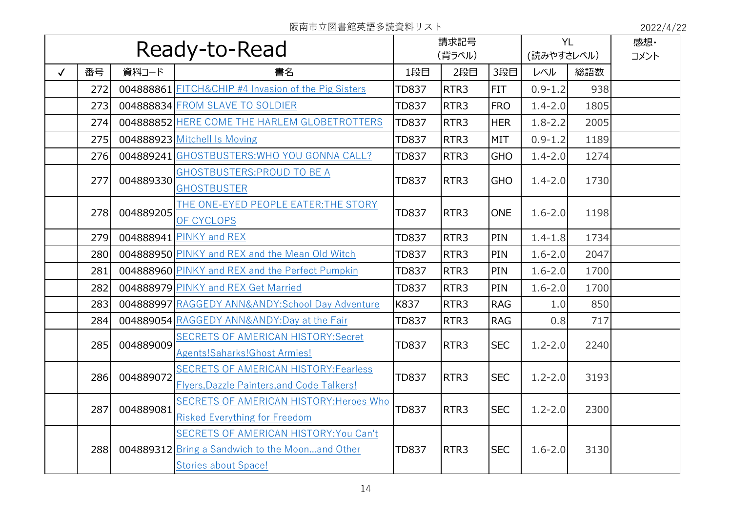阪南市立図書館英語多読資料リスト

2022/4/22

| Ready-to-Read | | | | 請求記号(背ラベル) | | | YL(読みやすさレベル) | | 感想・コメント |
|---|---|---|---|---|---|---|---|---|---|
| ✓ | 番号 | 資料コード | 書名 | 1段目 | 2段目 | 3段目 | レベル | 総語数 | |
| | 272 | 004888861 | FITCH&CHIP #4 Invasion of the Pig Sisters | TD837 | RTR3 | FIT | 0.9-1.2 | 938 | |
| | 273 | 004888834 | FROM SLAVE TO SOLDIER | TD837 | RTR3 | FRO | 1.4-2.0 | 1805 | |
| | 274 | 004888852 | HERE COME THE HARLEM GLOBETROTTERS | TD837 | RTR3 | HER | 1.8-2.2 | 2005 | |
| | 275 | 004888923 | Mitchell Is Moving | TD837 | RTR3 | MIT | 0.9-1.2 | 1189 | |
| | 276 | 004889241 | GHOSTBUSTERS:WHO YOU GONNA CALL? | TD837 | RTR3 | GHO | 1.4-2.0 | 1274 | |
| | 277 | 004889330 | GHOSTBUSTERS:PROUD TO BE A GHOSTBUSTER | TD837 | RTR3 | GHO | 1.4-2.0 | 1730 | |
| | 278 | 004889205 | THE ONE-EYED PEOPLE EATER:THE STORY OF CYCLOPS | TD837 | RTR3 | ONE | 1.6-2.0 | 1198 | |
| | 279 | 004888941 | PINKY and REX | TD837 | RTR3 | PIN | 1.4-1.8 | 1734 | |
| | 280 | 004888950 | PINKY and REX and the Mean Old Witch | TD837 | RTR3 | PIN | 1.6-2.0 | 2047 | |
| | 281 | 004888960 | PINKY and REX and the Perfect Pumpkin | TD837 | RTR3 | PIN | 1.6-2.0 | 1700 | |
| | 282 | 004888979 | PINKY and REX Get Married | TD837 | RTR3 | PIN | 1.6-2.0 | 1700 | |
| | 283 | 004888997 | RAGGEDY ANN&ANDY:School Day Adventure | K837 | RTR3 | RAG | 1.0 | 850 | |
| | 284 | 004889054 | RAGGEDY ANN&ANDY:Day at the Fair | TD837 | RTR3 | RAG | 0.8 | 717 | |
| | 285 | 004889009 | SECRETS OF AMERICAN HISTORY:Secret Agents!Saharks!Ghost Armies! | TD837 | RTR3 | SEC | 1.2-2.0 | 2240 | |
| | 286 | 004889072 | SECRETS OF AMERICAN HISTORY:Fearless Flyers,Dazzle Painters,and Code Talkers! | TD837 | RTR3 | SEC | 1.2-2.0 | 3193 | |
| | 287 | 004889081 | SECRETS OF AMERICAN HISTORY:Heroes Who Risked Everything for Freedom | TD837 | RTR3 | SEC | 1.2-2.0 | 2300 | |
| | 288 | 004889312 | SECRETS OF AMERICAN HISTORY:You Can't Bring a Sandwich to the Moon...and Other Stories about Space! | TD837 | RTR3 | SEC | 1.6-2.0 | 3130 | |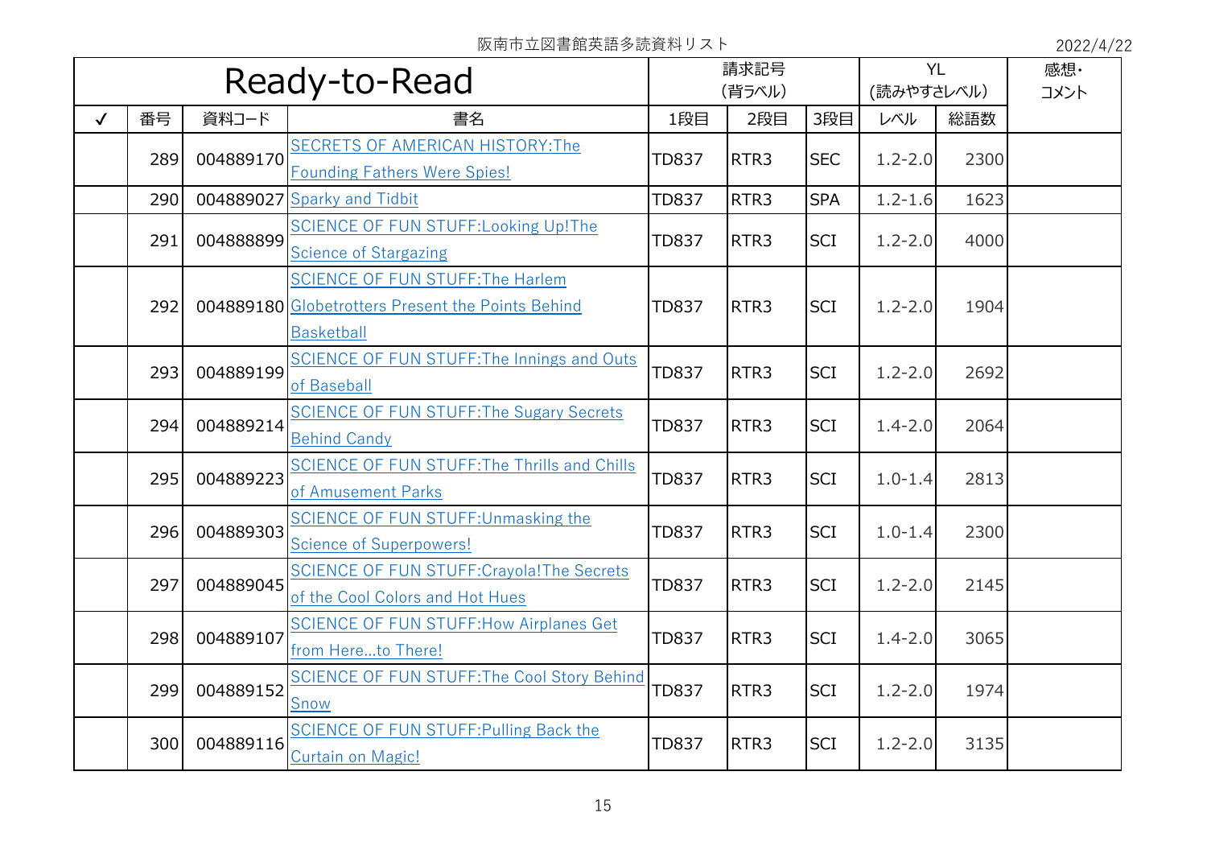阪南市立図書館英語多読資料リスト

2022/4/22

| Ready-to-Read | | | | 請求記号（背ラベル） | | | YL（読みやすさレベル） | | 感想・コメント |
|---|---|---|---|---|---|---|---|---|---|
| ✓ | 番号 | 資料コード | 書名 | 1段目 | 2段目 | 3段目 | レベル | 総語数 | |
| | 289 | 004889170 | SECRETS OF AMERICAN HISTORY:The Founding Fathers Were Spies! | TD837 | RTR3 | SEC | 1.2-2.0 | 2300 | |
| | 290 | 004889027 | Sparky and Tidbit | TD837 | RTR3 | SPA | 1.2-1.6 | 1623 | |
| | 291 | 004888899 | SCIENCE OF FUN STUFF:Looking Up!The Science of Stargazing | TD837 | RTR3 | SCI | 1.2-2.0 | 4000 | |
| | 292 | 004889180 | SCIENCE OF FUN STUFF:The Harlem Globetrotters Present the Points Behind Basketball | TD837 | RTR3 | SCI | 1.2-2.0 | 1904 | |
| | 293 | 004889199 | SCIENCE OF FUN STUFF:The Innings and Outs of Baseball | TD837 | RTR3 | SCI | 1.2-2.0 | 2692 | |
| | 294 | 004889214 | SCIENCE OF FUN STUFF:The Sugary Secrets Behind Candy | TD837 | RTR3 | SCI | 1.4-2.0 | 2064 | |
| | 295 | 004889223 | SCIENCE OF FUN STUFF:The Thrills and Chills of Amusement Parks | TD837 | RTR3 | SCI | 1.0-1.4 | 2813 | |
| | 296 | 004889303 | SCIENCE OF FUN STUFF:Unmasking the Science of Superpowers! | TD837 | RTR3 | SCI | 1.0-1.4 | 2300 | |
| | 297 | 004889045 | SCIENCE OF FUN STUFF:Crayola!The Secrets of the Cool Colors and Hot Hues | TD837 | RTR3 | SCI | 1.2-2.0 | 2145 | |
| | 298 | 004889107 | SCIENCE OF FUN STUFF:How Airplanes Get from Here...to There! | TD837 | RTR3 | SCI | 1.4-2.0 | 3065 | |
| | 299 | 004889152 | SCIENCE OF FUN STUFF:The Cool Story Behind Snow | TD837 | RTR3 | SCI | 1.2-2.0 | 1974 | |
| | 300 | 004889116 | SCIENCE OF FUN STUFF:Pulling Back the Curtain on Magic! | TD837 | RTR3 | SCI | 1.2-2.0 | 3135 | |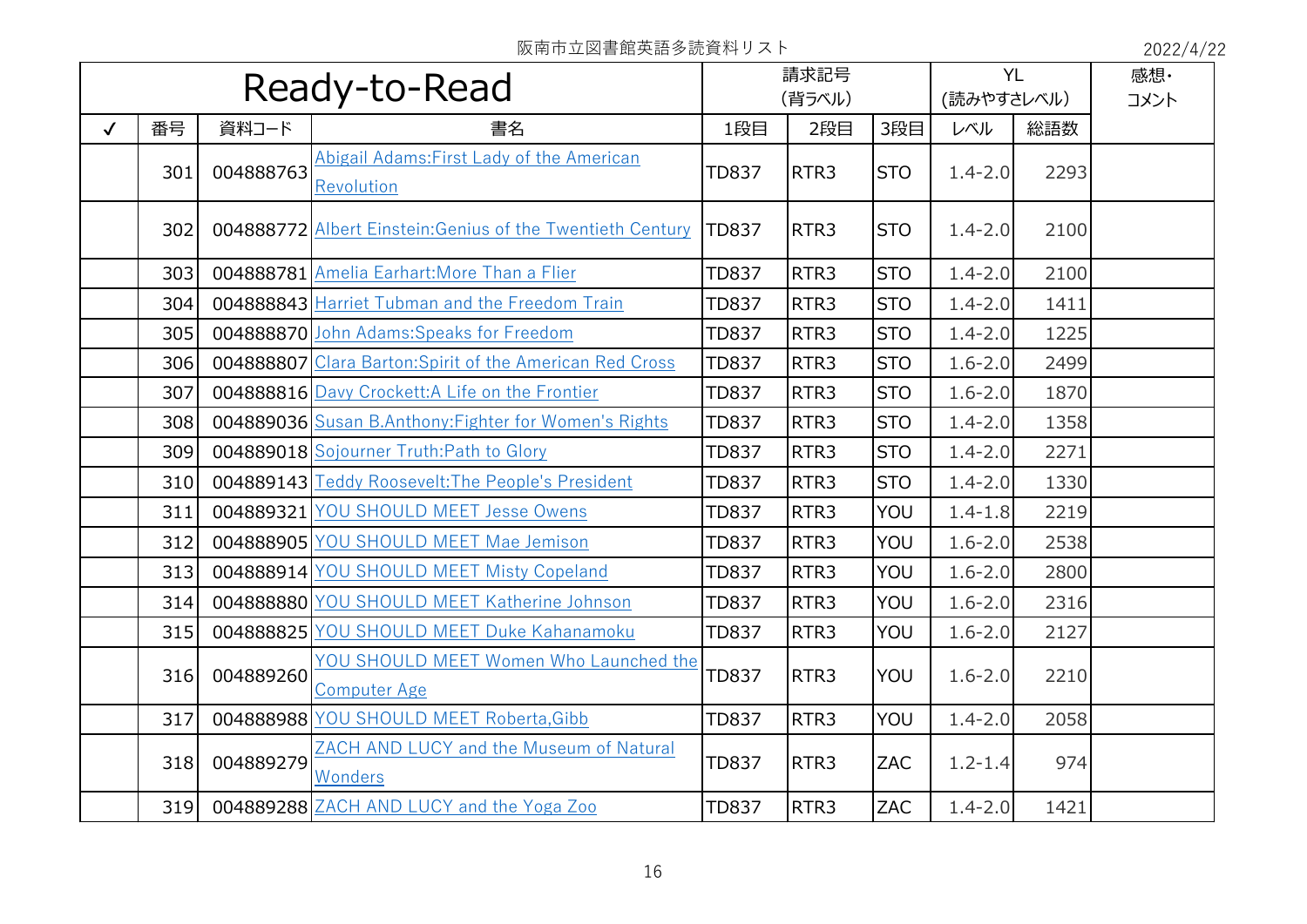阪南市立図書館英語多読資料リスト

2022/4/22

| Ready-to-Read | | | | 請求記号（背ラベル） | | | YL（読みやすさレベル） | | 感想・コメント |
|---|---|---|---|---|---|---|---|---|---|
| ✓ | 番号 | 資料コード | 書名 | 1段目 | 2段目 | 3段目 | レベル | 総語数 | |
| | 301 | 004888763 | Abigail Adams:First Lady of the American Revolution | TD837 | RTR3 | STO | 1.4-2.0 | 2293 | |
| | 302 | 004888772 | Albert Einstein:Genius of the Twentieth Century | TD837 | RTR3 | STO | 1.4-2.0 | 2100 | |
| | 303 | 004888781 | Amelia Earhart:More Than a Flier | TD837 | RTR3 | STO | 1.4-2.0 | 2100 | |
| | 304 | 004888843 | Harriet Tubman and the Freedom Train | TD837 | RTR3 | STO | 1.4-2.0 | 1411 | |
| | 305 | 004888870 | John Adams:Speaks for Freedom | TD837 | RTR3 | STO | 1.4-2.0 | 1225 | |
| | 306 | 004888807 | Clara Barton:Spirit of the American Red Cross | TD837 | RTR3 | STO | 1.6-2.0 | 2499 | |
| | 307 | 004888816 | Davy Crockett:A Life on the Frontier | TD837 | RTR3 | STO | 1.6-2.0 | 1870 | |
| | 308 | 004889036 | Susan B.Anthony:Fighter for Women's Rights | TD837 | RTR3 | STO | 1.4-2.0 | 1358 | |
| | 309 | 004889018 | Sojourner Truth:Path to Glory | TD837 | RTR3 | STO | 1.4-2.0 | 2271 | |
| | 310 | 004889143 | Teddy Roosevelt:The People's President | TD837 | RTR3 | STO | 1.4-2.0 | 1330 | |
| | 311 | 004889321 | YOU SHOULD MEET Jesse Owens | TD837 | RTR3 | YOU | 1.4-1.8 | 2219 | |
| | 312 | 004888905 | YOU SHOULD MEET Mae Jemison | TD837 | RTR3 | YOU | 1.6-2.0 | 2538 | |
| | 313 | 004888914 | YOU SHOULD MEET Misty Copeland | TD837 | RTR3 | YOU | 1.6-2.0 | 2800 | |
| | 314 | 004888880 | YOU SHOULD MEET Katherine Johnson | TD837 | RTR3 | YOU | 1.6-2.0 | 2316 | |
| | 315 | 004888825 | YOU SHOULD MEET Duke Kahanamoku | TD837 | RTR3 | YOU | 1.6-2.0 | 2127 | |
| | 316 | 004889260 | YOU SHOULD MEET Women Who Launched the Computer Age | TD837 | RTR3 | YOU | 1.6-2.0 | 2210 | |
| | 317 | 004888988 | YOU SHOULD MEET Roberta,Gibb | TD837 | RTR3 | YOU | 1.4-2.0 | 2058 | |
| | 318 | 004889279 | ZACH AND LUCY and the Museum of Natural Wonders | TD837 | RTR3 | ZAC | 1.2-1.4 | 974 | |
| | 319 | 004889288 | ZACH AND LUCY and the Yoga Zoo | TD837 | RTR3 | ZAC | 1.4-2.0 | 1421 | |